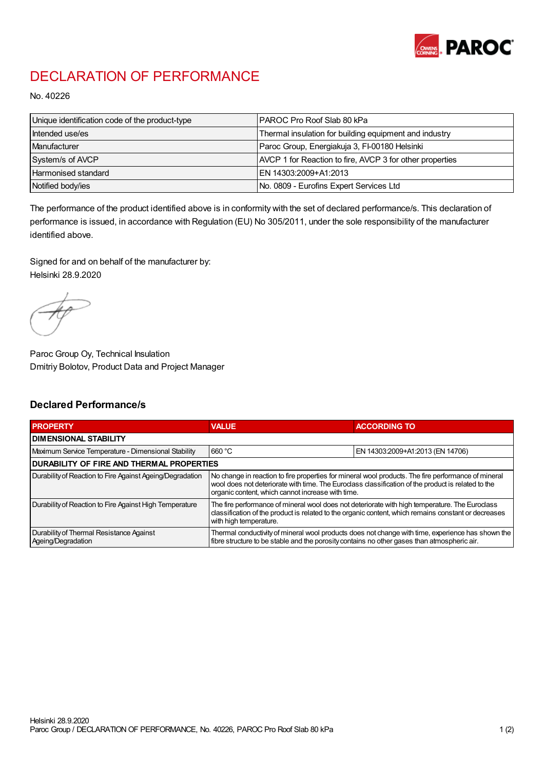# DECLARATION OF PERFORMANCE

No. 40226

| Unique identification code of the product-type | PAROC Pro Roof Slab 80 kPa |
|---|---|
| Intended use/es | Thermal insulation for building equipment and industry |
| Manufacturer | Paroc Group, Energiakuja 3, FI-00180 Helsinki |
| System/s of AVCP | AVCP 1 for Reaction to fire, AVCP 3 for other properties |
| Harmonised standard | EN 14303:2009+A1:2013 |
| Notified body/ies | No. 0809 - Eurofins Expert Services Ltd |

The performance of the product identified above is in conformity with the set of declared performance/s. This declaration of performance is issued, in accordance with Regulation (EU) No 305/2011, under the sole responsibility of the manufacturer identified above.

Signed for and on behalf of the manufacturer by:
Helsinki 28.9.2020

Paroc Group Oy, Technical Insulation
Dmitriy Bolotov, Product Data and Project Manager

## Declared Performance/s

| PROPERTY | VALUE | ACCORDING TO |
|---|---|---|
| **DIMENSIONAL STABILITY** | | |
| Maximum Service Temperature - Dimensional Stability | 660 °C | EN 14303:2009+A1:2013 (EN 14706) |
| **DURABILITY OF FIRE AND THERMAL PROPERTIES** | | |
| Durability of Reaction to Fire Against Ageing/Degradation | No change in reaction to fire properties for mineral wool products. The fire performance of mineral wool does not deteriorate with time. The Euroclass classification of the product is related to the organic content, which cannot increase with time. | |
| Durability of Reaction to Fire Against High Temperature | The fire performance of mineral wool does not deteriorate with high temperature. The Euroclass classification of the product is related to the organic content, which remains constant or decreases with high temperature. | |
| Durability of Thermal Resistance Against Ageing/Degradation | Thermal conductivity of mineral wool products does not change with time, experience has shown the fibre structure to be stable and the porosity contains no other gases than atmospheric air. | |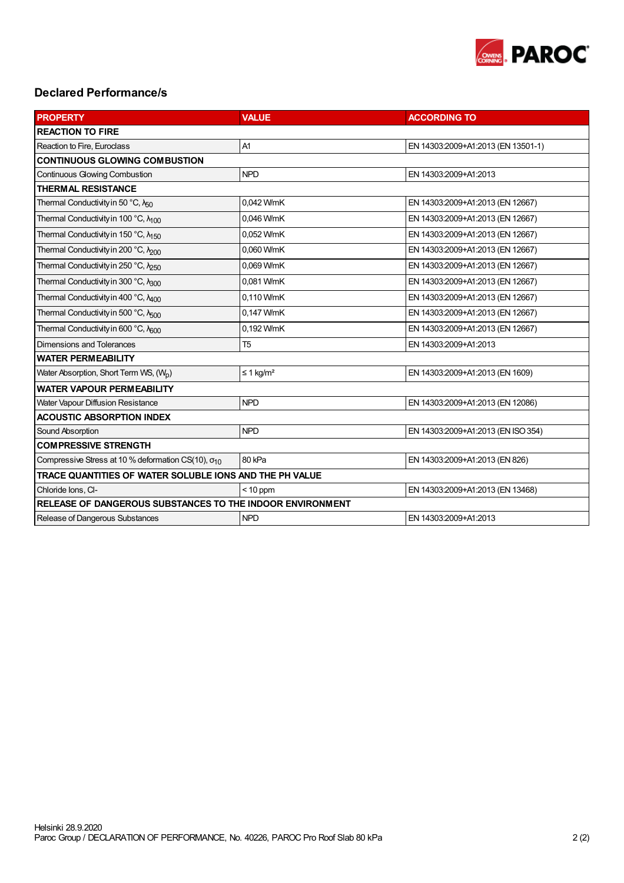## Declared Performance/s

| PROPERTY | VALUE | ACCORDING TO |
|---|---|---|
| **REACTION TO FIRE** | | |
| Reaction to Fire, Euroclass | A1 | EN 14303:2009+A1:2013 (EN 13501-1) |
| **CONTINUOUS GLOWING COMBUSTION** | | |
| Continuous Glowing Combustion | NPD | EN 14303:2009+A1:2013 |
| **THERMAL RESISTANCE** | | |
| Thermal Conductivity in 50 °C, $\lambda_{50}$ | 0,042 W/mK | EN 14303:2009+A1:2013 (EN 12667) |
| Thermal Conductivity in 100 °C, $\lambda_{100}$ | 0,046 W/mK | EN 14303:2009+A1:2013 (EN 12667) |
| Thermal Conductivity in 150 °C, $\lambda_{150}$ | 0,052 W/mK | EN 14303:2009+A1:2013 (EN 12667) |
| Thermal Conductivity in 200 °C, $\lambda_{200}$ | 0,060 W/mK | EN 14303:2009+A1:2013 (EN 12667) |
| Thermal Conductivity in 250 °C, $\lambda_{250}$ | 0,069 W/mK | EN 14303:2009+A1:2013 (EN 12667) |
| Thermal Conductivity in 300 °C, $\lambda_{300}$ | 0,081 W/mK | EN 14303:2009+A1:2013 (EN 12667) |
| Thermal Conductivity in 400 °C, $\lambda_{400}$ | 0,110 W/mK | EN 14303:2009+A1:2013 (EN 12667) |
| Thermal Conductivity in 500 °C, $\lambda_{500}$ | 0,147 W/mK | EN 14303:2009+A1:2013 (EN 12667) |
| Thermal Conductivity in 600 °C, $\lambda_{600}$ | 0,192 W/mK | EN 14303:2009+A1:2013 (EN 12667) |
| Dimensions and Tolerances | T5 | EN 14303:2009+A1:2013 |
| **WATER PERMEABILITY** | | |
| Water Absorption, Short Term WS, ($W_p$) | ≤ 1 kg/m² | EN 14303:2009+A1:2013 (EN 1609) |
| **WATER VAPOUR PERMEABILITY** | | |
| Water Vapour Diffusion Resistance | NPD | EN 14303:2009+A1:2013 (EN 12086) |
| **ACOUSTIC ABSORPTION INDEX** | | |
| Sound Absorption | NPD | EN 14303:2009+A1:2013 (EN ISO 354) |
| **COMPRESSIVE STRENGTH** | | |
| Compressive Stress at 10 % deformation CS(10), $\sigma_{10}$ | 80 kPa | EN 14303:2009+A1:2013 (EN 826) |
| **TRACE QUANTITIES OF WATER SOLUBLE IONS AND THE PH VALUE** | | |
| Chloride Ions, Cl- | < 10 ppm | EN 14303:2009+A1:2013 (EN 13468) |
| **RELEASE OF DANGEROUS SUBSTANCES TO THE INDOOR ENVIRONMENT** | | |
| Release of Dangerous Substances | NPD | EN 14303:2009+A1:2013 |

Helsinki 28.9.2020
Paroc Group / DECLARATION OF PERFORMANCE, No. 40226, PAROC Pro Roof Slab 80 kPa